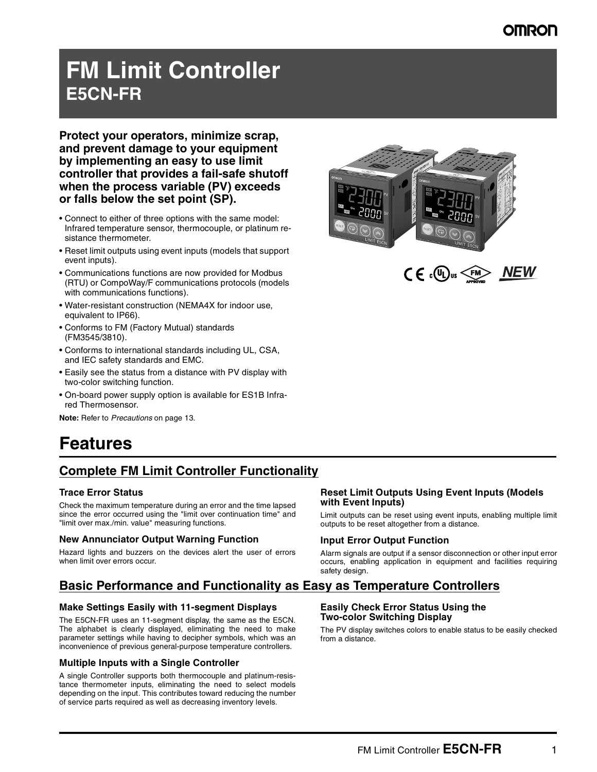# FM Limit Controller
## E5CN-FR

**Protect your operators, minimize scrap, and prevent damage to your equipment by implementing an easy to use limit controller that provides a fail-safe shutoff when the process variable (PV) exceeds or falls below the set point (SP).**

- Connect to either of three options with the same model: Infrared temperature sensor, thermocouple, or platinum resistance thermometer.
- Reset limit outputs using event inputs (models that support event inputs).
- Communications functions are now provided for Modbus (RTU) or CompoWay/F communications protocols (models with communications functions).
- Water-resistant construction (NEMA4X for indoor use, equivalent to IP66).
- Conforms to FM (Factory Mutual) standards (FM3545/3810).
- Conforms to international standards including UL, CSA, and IEC safety standards and EMC.
- Easily see the status from a distance with PV display with two-color switching function.
- On-board power supply option is available for ES1B Infrared Thermosensor.

**Note:** Refer to *Precautions* on page 13.

NEW

# Features

## Complete FM Limit Controller Functionality

### Trace Error Status

Check the maximum temperature during an error and the time lapsed since the error occurred using the "limit over continuation time" and "limit over max./min. value" measuring functions.

### New Annunciator Output Warning Function

Hazard lights and buzzers on the devices alert the user of errors when limit over errors occur.

### Reset Limit Outputs Using Event Inputs (Models with Event Inputs)

Limit outputs can be reset using event inputs, enabling multiple limit outputs to be reset altogether from a distance.

### Input Error Output Function

Alarm signals are output if a sensor disconnection or other input error occurs, enabling application in equipment and facilities requiring safety design.

## Basic Performance and Functionality as Easy as Temperature Controllers

### Make Settings Easily with 11-segment Displays

The E5CN-FR uses an 11-segment display, the same as the E5CN. The alphabet is clearly displayed, eliminating the need to make parameter settings while having to decipher symbols, which was an inconvenience of previous general-purpose temperature controllers.

### Multiple Inputs with a Single Controller

A single Controller supports both thermocouple and platinum-resistance thermometer inputs, eliminating the need to select models depending on the input. This contributes toward reducing the number of service parts required as well as decreasing inventory levels.

### Easily Check Error Status Using the Two-color Switching Display

The PV display switches colors to enable status to be easily checked from a distance.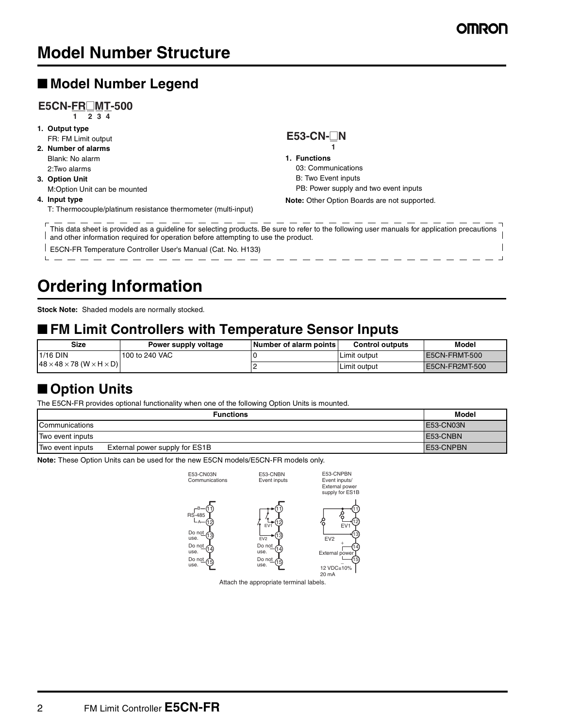# Model Number Structure

## ■ Model Number Legend

**E5CN-FR□MT-500**
1 2 3 4

1. **Output type**
   FR: FM Limit output
2. **Number of alarms**
   Blank: No alarm
   2:Two alarms
3. **Option Unit**
   M:Option Unit can be mounted
4. **Input type**
   T: Thermocouple/platinum resistance thermometer (multi-input)

**E53-CN-□N**
1

1. **Functions**
   03: Communications
   B: Two Event inputs
   PB: Power supply and two event inputs

**Note:** Other Option Boards are not supported.

This data sheet is provided as a guideline for selecting products. Be sure to refer to the following user manuals for application precautions and other information required for operation before attempting to use the product.

E5CN-FR Temperature Controller User's Manual (Cat. No. H133)

# Ordering Information

**Stock Note:** Shaded models are normally stocked.

## ■ FM Limit Controllers with Temperature Sensor Inputs

| Size | Power supply voltage | Number of alarm points | Control outputs | Model |
|---|---|---|---|---|
| 1/16 DIN 48 × 48 × 78 (W × H × D) | 100 to 240 VAC | 0 | Limit output | E5CN-FRMT-500 |
| | | 2 | Limit output | E5CN-FR2MT-500 |

## ■ Option Units

The E5CN-FR provides optional functionality when one of the following Option Units is mounted.

| Functions | Model |
|---|---|
| Communications | E53-CN03N |
| Two event inputs | E53-CNBN |
| Two event inputs    External power supply for ES1B | E53-CNPBN |

**Note:** These Option Units can be used for the new E5CN models/E5CN-FR models only.

E53-CN03N Communications: 11 B (RS-485), 12 A (RS-485), 13 Do not use., 14 Do not use., 15 Do not use.

E53-CNBN Event inputs: 11, 12 EV1, 13 EV2, 14 Do not use., 15 Do not use.

E53-CNPBN Event inputs/External power supply for ES1B: 11, 12 EV1, 13 EV2, 14 + External power, 15 − (12 VDC±10% 20 mA)

Attach the appropriate terminal labels.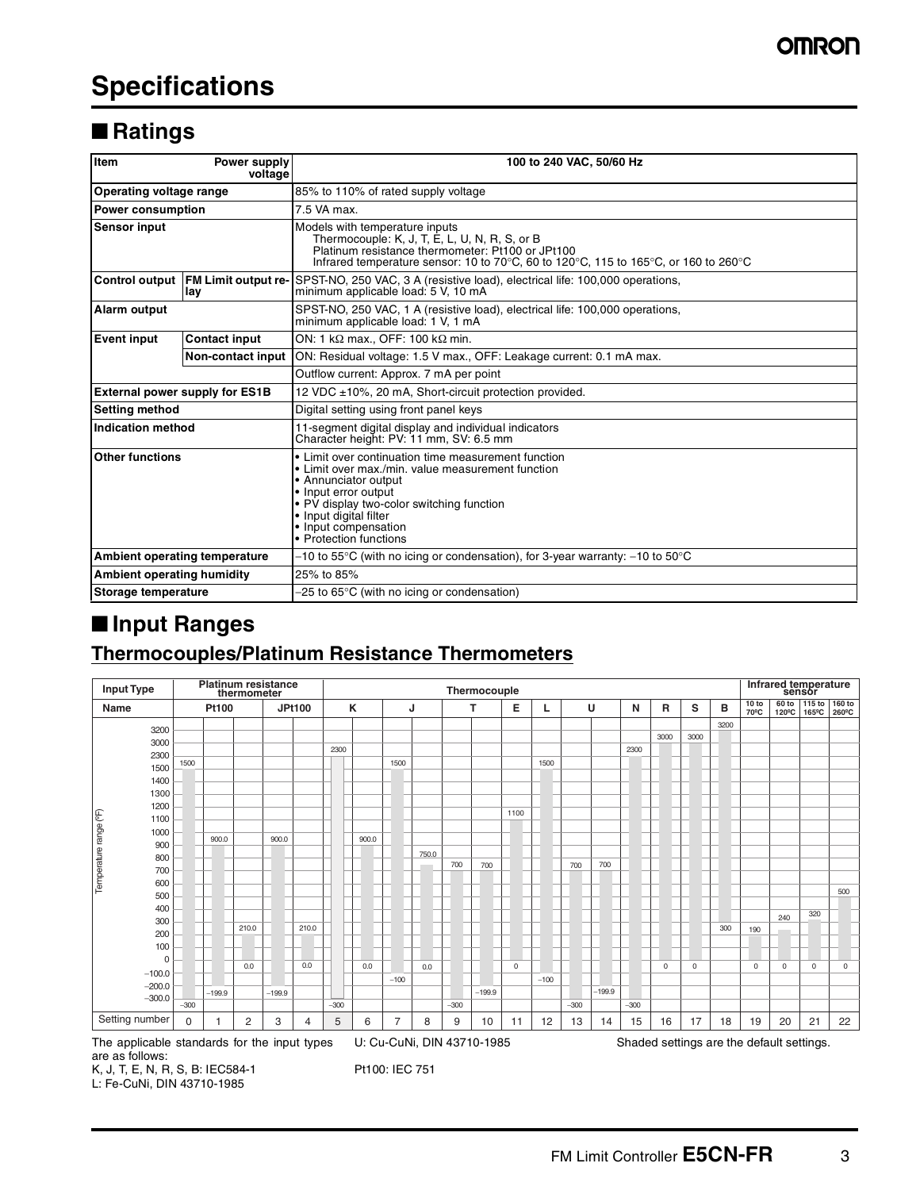# Specifications

## ■ Ratings

| Item | Power supply voltage | 100 to 240 VAC, 50/60 Hz |
|---|---|---|
| Operating voltage range | | 85% to 110% of rated supply voltage |
| Power consumption | | 7.5 VA max. |
| Sensor input | | Models with temperature inputs<br>Thermocouple: K, J, T, E, L, U, N, R, S, or B<br>Platinum resistance thermometer: Pt100 or JPt100<br>Infrared temperature sensor: 10 to 70°C, 60 to 120°C, 115 to 165°C, or 160 to 260°C |
| Control output | FM Limit output relay | SPST-NO, 250 VAC, 3 A (resistive load), electrical life: 100,000 operations, minimum applicable load: 5 V, 10 mA |
| Alarm output | | SPST-NO, 250 VAC, 1 A (resistive load), electrical life: 100,000 operations, minimum applicable load: 1 V, 1 mA |
| Event input | Contact input | ON: 1 kΩ max., OFF: 100 kΩ min. |
| | Non-contact input | ON: Residual voltage: 1.5 V max., OFF: Leakage current: 0.1 mA max. |
| | | Outflow current: Approx. 7 mA per point |
| External power supply for ES1B | | 12 VDC ±10%, 20 mA, Short-circuit protection provided. |
| Setting method | | Digital setting using front panel keys |
| Indication method | | 11-segment digital display and individual indicators<br>Character height: PV: 11 mm, SV: 6.5 mm |
| Other functions | | • Limit over continuation time measurement function<br>• Limit over max./min. value measurement function<br>• Annunciator output<br>• Input error output<br>• PV display two-color switching function<br>• Input digital filter<br>• Input compensation<br>• Protection functions |
| Ambient operating temperature | | −10 to 55°C (with no icing or condensation), for 3-year warranty: −10 to 50°C |
| Ambient operating humidity | | 25% to 85% |
| Storage temperature | | −25 to 65°C (with no icing or condensation) |

## ■ Input Ranges

### Thermocouples/Platinum Resistance Thermometers

Temperature range (°F)

| Input Type | Platinum resistance thermometer | | | | | Thermocouple | | | | | | | | | | | | | | Infrared temperature sensor | | | |
|---|---|---|---|---|---|---|---|---|---|---|---|---|---|---|---|---|---|---|---|---|---|---|---|
| Name | Pt100 | | | JPt100 | | K | | J | | T | | E | L | U | | N | R | S | B | 10 to 70ºC | 60 to 120ºC | 115 to 165ºC | 160 to 260ºC |
| Upper limit | 1500 | 900.0 | 210.0 | 900.0 | 210.0 | 2300 | 900.0 | 1500 | 750.0 | 700 | 700 | 1100 | 1500 | 700 | 700 | 2300 | 3000 | 3000 | 3200 | 190 | 240 | 320 | 500 |
| Lower limit | −300 | −199.9 | 0.0 | −199.9 | 0.0 | −300 | 0.0 | −100 | 0.0 | −300 | −199.9 | 0 | −100 | −300 | −199.9 | −300 | 0 | 0 | 300 | 0 | 0 | 0 | 0 |
| Setting number | 0 | 1 | 2 | 3 | 4 | 5 | 6 | 7 | 8 | 9 | 10 | 11 | 12 | 13 | 14 | 15 | 16 | 17 | 18 | 19 | 20 | 21 | 22 |

The applicable standards for the input types are as follows:
K, J, T, E, N, R, S, B: IEC584-1
L: Fe-CuNi, DIN 43710-1985
U: Cu-CuNi, DIN 43710-1985
Pt100: IEC 751

Shaded settings are the default settings.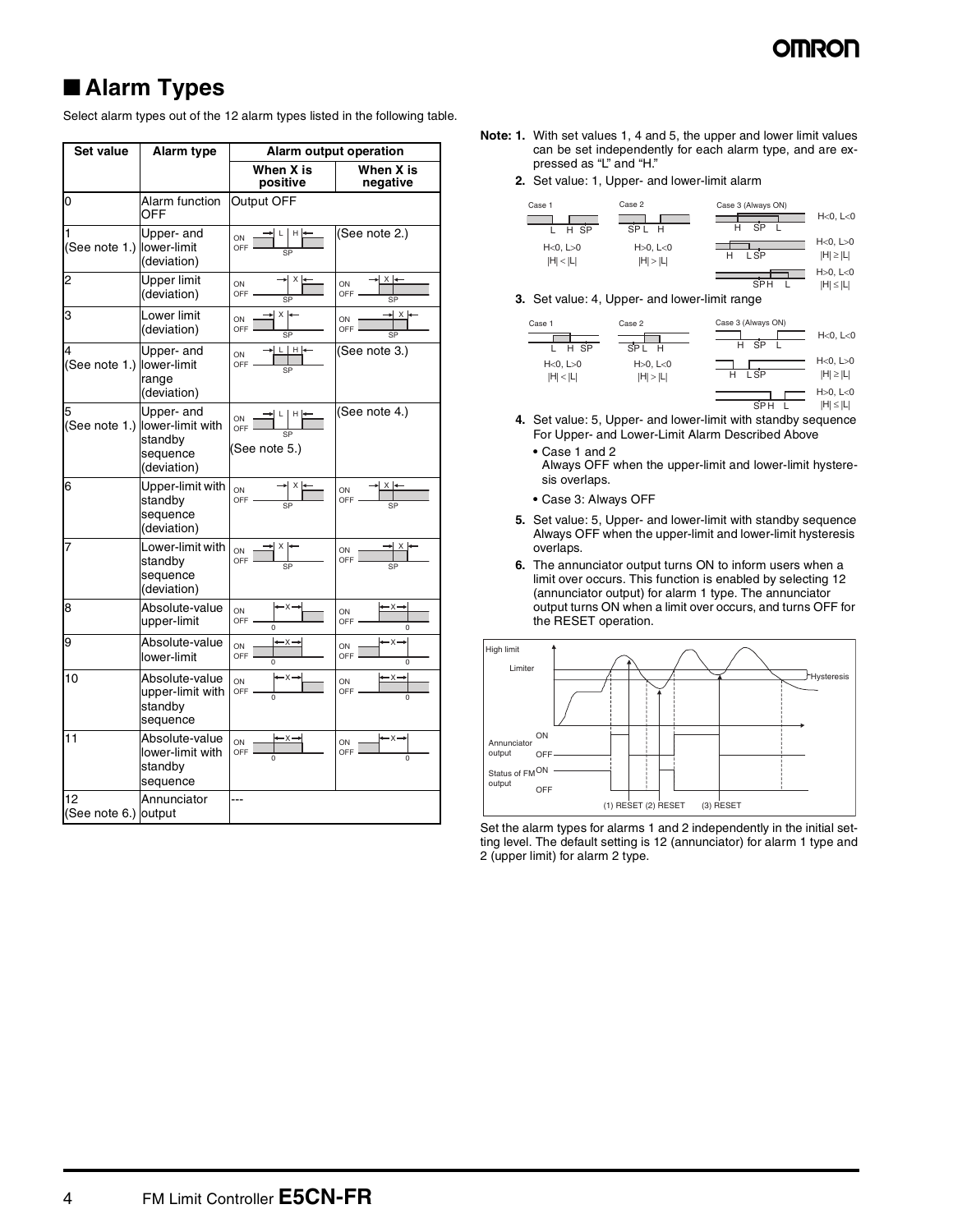## ■ Alarm Types

Select alarm types out of the 12 alarm types listed in the following table.

| Set value | Alarm type | Alarm output operation | |
|---|---|---|---|
| | | When X is positive | When X is negative |
| 0 | Alarm function OFF | Output OFF | |
| 1 (See note 1.) | Upper- and lower-limit (deviation) | | (See note 2.) |
| 2 | Upper limit (deviation) | | |
| 3 | Lower limit (deviation) | | |
| 4 (See note 1.) | Upper- and lower-limit range (deviation) | | (See note 3.) |
| 5 (See note 1.) | Upper- and lower-limit with standby sequence (deviation) | (See note 5.) | (See note 4.) |
| 6 | Upper-limit with standby sequence (deviation) | | |
| 7 | Lower-limit with standby sequence (deviation) | | |
| 8 | Absolute-value upper-limit | | |
| 9 | Absolute-value lower-limit | | |
| 10 | Absolute-value upper-limit with standby sequence | | |
| 11 | Absolute-value lower-limit with standby sequence | | |
| 12 (See note 6.) | Annunciator output | --- | |

**Note: 1.** With set values 1, 4 and 5, the upper and lower limit values can be set independently for each alarm type, and are expressed as "L" and "H."

**2.** Set value: 1, Upper- and lower-limit alarm

Case 1: H<0, L>0, |H| < |L|
Case 2: H>0, L<0, |H| > |L|
Case 3 (Always ON): H<0, L<0; H<0, L>0, |H| ≥ |L|; H>0, L<0, |H| ≤ |L|

**3.** Set value: 4, Upper- and lower-limit range

Case 1: H<0, L>0, |H| < |L|
Case 2: H>0, L<0, |H| > |L|
Case 3 (Always ON): H<0, L<0; H<0, L>0, |H| ≥ |L|; H>0, L<0, |H| ≤ |L|

**4.** Set value: 5, Upper- and lower-limit with standby sequence For Upper- and Lower-Limit Alarm Described Above

- Case 1 and 2
  Always OFF when the upper-limit and lower-limit hysteresis overlaps.
- Case 3: Always OFF

**5.** Set value: 5, Upper- and lower-limit with standby sequence Always OFF when the upper-limit and lower-limit hysteresis overlaps.

**6.** The annunciator output turns ON to inform users when a limit over occurs. This function is enabled by selecting 12 (annunciator output) for alarm 1 type. The annunciator output turns ON when a limit over occurs, and turns OFF for the RESET operation.

Set the alarm types for alarms 1 and 2 independently in the initial setting level. The default setting is 12 (annunciator) for alarm 1 type and 2 (upper limit) for alarm 2 type.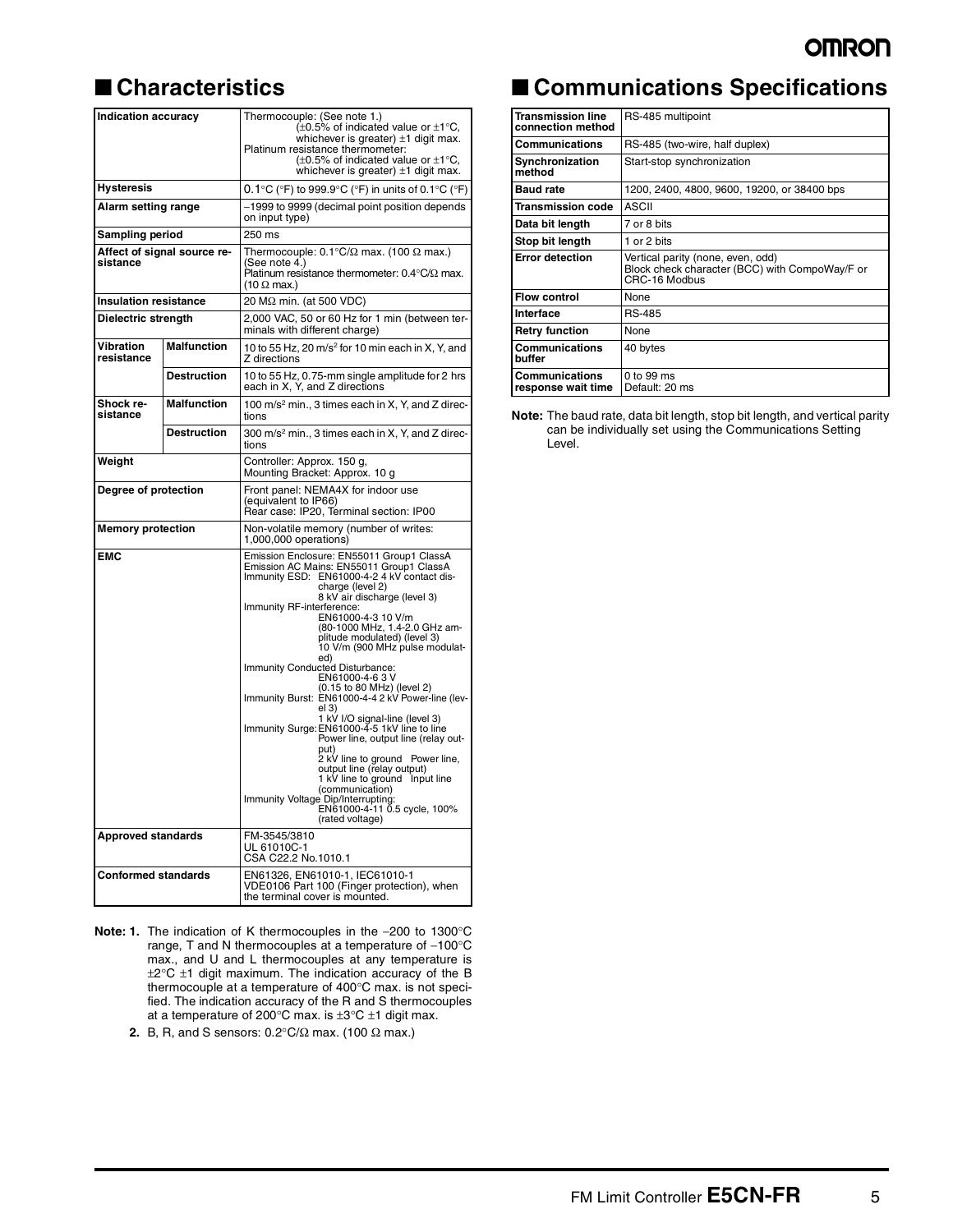## ■ Characteristics

| | | |
|---|---|---|
| **Indication accuracy** | | Thermocouple: (See note 1.) (±0.5% of indicated value or ±1°C, whichever is greater) ±1 digit max.<br>Platinum resistance thermometer: (±0.5% of indicated value or ±1°C, whichever is greater) ±1 digit max. |
| **Hysteresis** | | 0.1°C (°F) to 999.9°C (°F) in units of 0.1°C (°F) |
| **Alarm setting range** | | −1999 to 9999 (decimal point position depends on input type) |
| **Sampling period** | | 250 ms |
| **Affect of signal source resistance** | | Thermocouple: 0.1°C/Ω max. (100 Ω max.) (See note 4.)<br>Platinum resistance thermometer: 0.4°C/Ω max. (10 Ω max.) |
| **Insulation resistance** | | 20 MΩ min. (at 500 VDC) |
| **Dielectric strength** | | 2,000 VAC, 50 or 60 Hz for 1 min (between terminals with different charge) |
| **Vibration resistance** | **Malfunction** | 10 to 55 Hz, 20 $m/s^2$ for 10 min each in X, Y, and Z directions |
| | **Destruction** | 10 to 55 Hz, 0.75-mm single amplitude for 2 hrs each in X, Y, and Z directions |
| **Shock resistance** | **Malfunction** | 100 $m/s^2$ min., 3 times each in X, Y, and Z directions |
| | **Destruction** | 300 $m/s^2$ min., 3 times each in X, Y, and Z directions |
| **Weight** | | Controller: Approx. 150 g,<br>Mounting Bracket: Approx. 10 g |
| **Degree of protection** | | Front panel: NEMA4X for indoor use (equivalent to IP66)<br>Rear case: IP20, Terminal section: IP00 |
| **Memory protection** | | Non-volatile memory (number of writes: 1,000,000 operations) |
| **EMC** | | Emission Enclosure: EN55011 Group1 ClassA<br>Emission AC Mains: EN55011 Group1 ClassA<br>Immunity ESD: EN61000-4-2 4 kV contact discharge (level 2)<br>8 kV air discharge (level 3)<br>Immunity RF-interference:<br>EN61000-4-3 10 V/m<br>(80-1000 MHz, 1.4-2.0 GHz amplitude modulated) (level 3)<br>10 V/m (900 MHz pulse modulated)<br>Immunity Conducted Disturbance:<br>EN61000-4-6 3 V<br>(0.15 to 80 MHz) (level 2)<br>Immunity Burst: EN61000-4-4 2 kV Power-line (level 3)<br>1 kV I/O signal-line (level 3)<br>Immunity Surge: EN61000-4-5 1kV line to line Power line, output line (relay output)<br>2 kV line to ground Power line, output line (relay output)<br>1 kV line to ground Input line (communication)<br>Immunity Voltage Dip/Interrupting:<br>EN61000-4-11 0.5 cycle, 100% (rated voltage) |
| **Approved standards** | | FM-3545/3810<br>UL 61010C-1<br>CSA C22.2 No.1010.1 |
| **Conformed standards** | | EN61326, EN61010-1, IEC61010-1<br>VDE0106 Part 100 (Finger protection), when the terminal cover is mounted. |

**Note: 1.** The indication of K thermocouples in the −200 to 1300°C range, T and N thermocouples at a temperature of −100°C max., and U and L thermocouples at any temperature is ±2°C ±1 digit maximum. The indication accuracy of the B thermocouple at a temperature of 400°C max. is not specified. The indication accuracy of the R and S thermocouples at a temperature of 200°C max. is ±3°C ±1 digit max.

**2.** B, R, and S sensors: 0.2°C/Ω max. (100 Ω max.)

## ■ Communications Specifications

| | |
|---|---|
| **Transmission line connection method** | RS-485 multipoint |
| **Communications** | RS-485 (two-wire, half duplex) |
| **Synchronization method** | Start-stop synchronization |
| **Baud rate** | 1200, 2400, 4800, 9600, 19200, or 38400 bps |
| **Transmission code** | ASCII |
| **Data bit length** | 7 or 8 bits |
| **Stop bit length** | 1 or 2 bits |
| **Error detection** | Vertical parity (none, even, odd)<br>Block check character (BCC) with CompoWay/F or CRC-16 Modbus |
| **Flow control** | None |
| **Interface** | RS-485 |
| **Retry function** | None |
| **Communications buffer** | 40 bytes |
| **Communications response wait time** | 0 to 99 ms<br>Default: 20 ms |

**Note:** The baud rate, data bit length, stop bit length, and vertical parity can be individually set using the Communications Setting Level.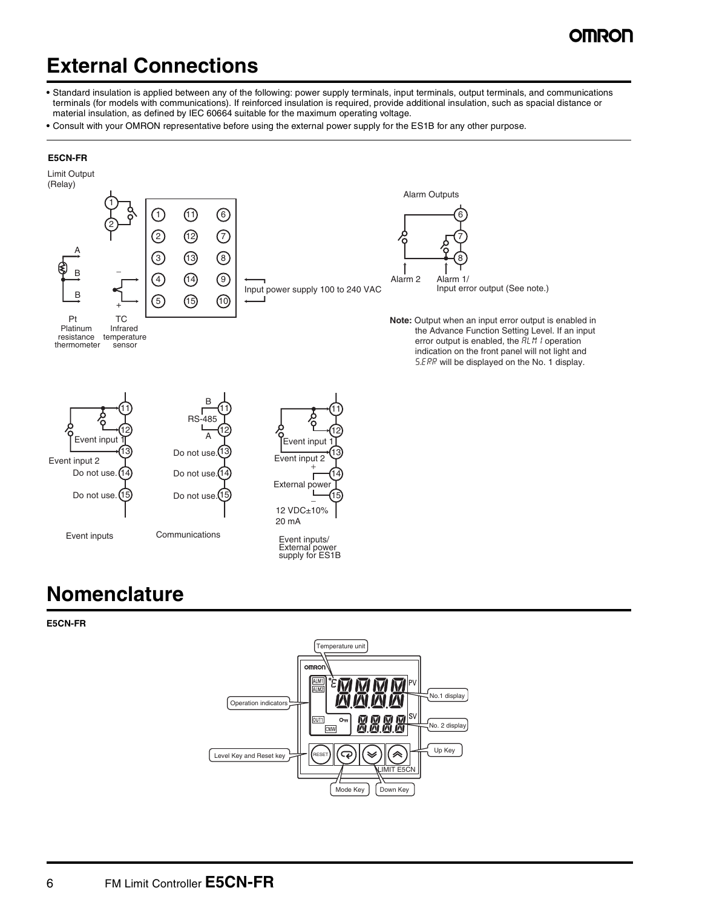# External Connections

- Standard insulation is applied between any of the following: power supply terminals, input terminals, output terminals, and communications terminals (for models with communications). If reinforced insulation is required, provide additional insulation, such as spacial distance or material insulation, as defined by IEC 60664 suitable for the maximum operating voltage.
- Consult with your OMRON representative before using the external power supply for the ES1B for any other purpose.

**E5CN-FR**

Limit Output (Relay)

Alarm Outputs

A

B

B

Pt Platinum resistance thermometer

TC Infrared temperature sensor

Input power supply 100 to 240 VAC

Alarm 2

Alarm 1/ Input error output (See note.)

**Note:** Output when an input error output is enabled in the Advance Function Setting Level. If an input error output is enabled, the ALM 1 operation indication on the front panel will not light and S.ERR will be displayed on the No. 1 display.

Event input 1

Event input 2

Do not use.

Do not use.

Event inputs

B

RS-485

A

Do not use.

Do not use.

Do not use.

Communications

Event input 1

Event input 2

External power

12 VDC±10% 20 mA

Event inputs/ External power supply for ES1B

# Nomenclature

**E5CN-FR**

Temperature unit

Operation indicators

No.1 display

No. 2 display

Up Key

Level Key and Reset key

Mode Key

Down Key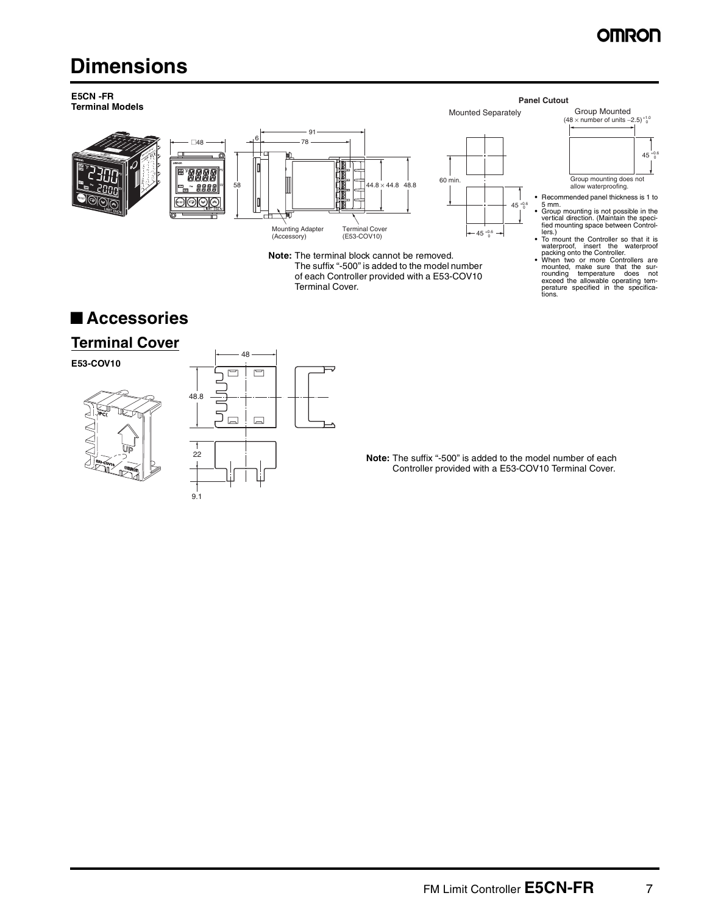# Dimensions

**E5CN -FR**
**Terminal Models**

□48

91

6

78

58

44.8 × 44.8 48.8

Mounting Adapter (Accessory)

Terminal Cover (E53-COV10)

**Note:** The terminal block cannot be removed.
The suffix "-500" is added to the model number of each Controller provided with a E53-COV10 Terminal Cover.

**Panel Cutout**

Mounted Separately

60 min.

$45^{+0.6}_{0}$

$45^{+0.6}_{0}$

Group Mounted

$(48 \times \text{number of units} - 2.5)^{+1.0}_{0}$

$45^{+0.6}_{0}$

Group mounting does not allow waterproofing.

- Recommended panel thickness is 1 to 5 mm.
- Group mounting is not possible in the vertical direction. (Maintain the specified mounting space between Controllers.)
- To mount the Controller so that it is waterproof, insert the waterproof packing onto the Controller.
- When two or more Controllers are mounted, make sure that the surrounding temperature does not exceed the allowable operating temperature specified in the specifications.

## Accessories

### Terminal Cover

**E53-COV10**

48

48.8

22

9.1

**Note:** The suffix "-500" is added to the model number of each Controller provided with a E53-COV10 Terminal Cover.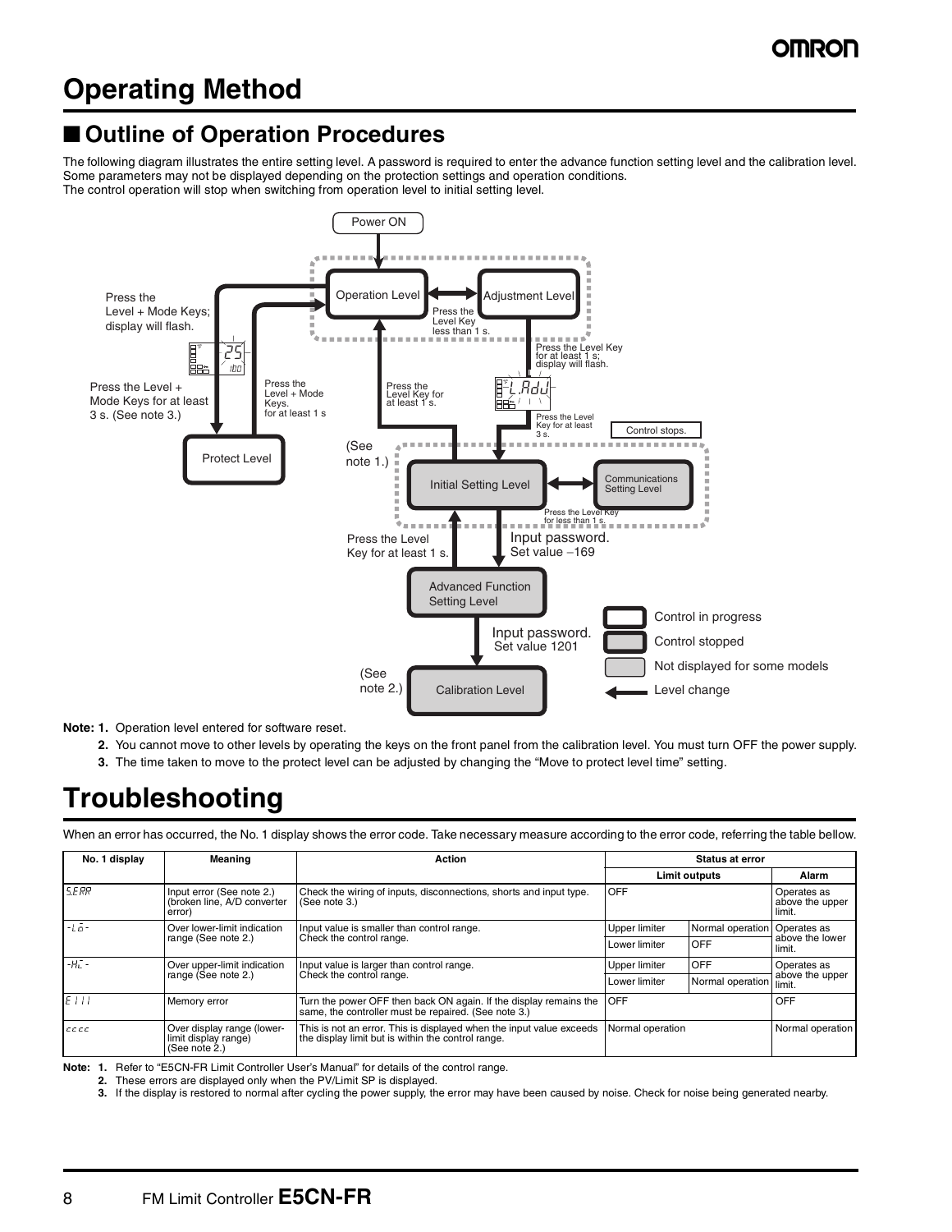# Operating Method

## ■ Outline of Operation Procedures

The following diagram illustrates the entire setting level. A password is required to enter the advance function setting level and the calibration level. Some parameters may not be displayed depending on the protection settings and operation conditions.
The control operation will stop when switching from operation level to initial setting level.

Power ON

Operation Level

Adjustment Level

Press the Level Key less than 1 s.

Press the Level + Mode Keys; display will flash.

Press the Level + Mode Keys for at least 3 s. (See note 3.)

Press the Level + Mode Keys. for at least 1 s

Protect Level

Press the Level Key for at least 1 s.

Press the Level Key for at least 1 s; display will flash.

Press the Level Key for at least 3 s.

Control stops.

(See note 1.)

Initial Setting Level

Communications Setting Level

Press the Level Key for less than 1 s.

Press the Level Key for at least 1 s.

Input password. Set value −169

Advanced Function Setting Level

Input password. Set value 1201

(See note 2.)

Calibration Level

Control in progress

Control stopped

Not displayed for some models

Level change

**Note: 1.** Operation level entered for software reset.

**2.** You cannot move to other levels by operating the keys on the front panel from the calibration level. You must turn OFF the power supply.

**3.** The time taken to move to the protect level can be adjusted by changing the "Move to protect level time" setting.

# Troubleshooting

When an error has occurred, the No. 1 display shows the error code. Take necessary measure according to the error code, referring the table bellow.

| No. 1 display | Meaning | Action | Status at error | | |
|---|---|---|---|---|---|
| | | | Limit outputs | | Alarm |
| S.ERR | Input error (See note 2.) (broken line, A/D converter error) | Check the wiring of inputs, disconnections, shorts and input type. (See note 3.) | OFF | | Operates as above the upper limit. |
| -LO- | Over lower-limit indication range (See note 2.) | Input value is smaller than control range. Check the control range. | Upper limiter | Normal operation | Operates as above the lower limit. |
| | | | Lower limiter | OFF | |
| -HI- | Over upper-limit indication range (See note 2.) | Input value is larger than control range. Check the control range. | Upper limiter | OFF | Operates as above the upper limit. |
| | | | Lower limiter | Normal operation | |
| E111 | Memory error | Turn the power OFF then back ON again. If the display remains the same, the controller must be repaired. (See note 3.) | OFF | | OFF |
| cccc | Over display range (lower-limit display range) (See note 2.) | This is not an error. This is displayed when the input value exceeds the display limit but is within the control range. | Normal operation | | Normal operation |

**Note: 1.** Refer to "E5CN-FR Limit Controller User's Manual" for details of the control range.

**2.** These errors are displayed only when the PV/Limit SP is displayed.

**3.** If the display is restored to normal after cycling the power supply, the error may have been caused by noise. Check for noise being generated nearby.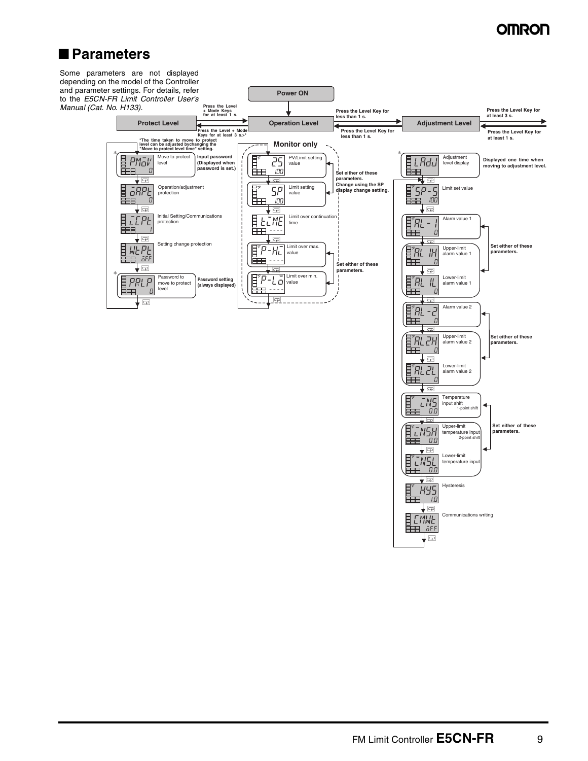## Parameters

Some parameters are not displayed depending on the model of the Controller and parameter settings. For details, refer to the *E5CN-FR Limit Controller User's Manual (Cat. No. H133).*

**Power ON**

**Protect Level** — Press the Level + Mode Keys for at least 1 s. / Press the Level + Mode Keys for at least 3 s.* — **Operation Level** — Press the Level Key for less than 1 s. / Press the Level Key for less than 1 s. — **Adjustment Level** — Press the Level Key for at least 3 s. / Press the Level Key for at least 1 s.

*The time taken to move to protect level can be adjusted by changing the "Move to protect level time" setting.

### Protect Level

| Display | Parameter | Note |
|---|---|---|
| PMoV / 0 (*) | Move to protect level | Input password (Displayed when password is set.) |
| oAPt / 0 | Operation/adjustment protection | |
| iCPt / 1 | Initial Setting/Communications protection | |
| WtPt / oFF | Setting change protection | |
| PRLP / 0 (*) | Password to move to protect level | Password setting (always displayed) |

### Operation Level

**Monitor only**

| Display | Parameter | Note |
|---|---|---|
| 25 / 100 | PV/Limit setting value | Set either of these parameters. Change using the SP display change setting. |
| SP / 100 | Limit setting value | |
| tiME / ---- | Limit over continuation time | |
| P-HI / ---- | Limit over max. value | Set either of these parameters. |
| P-Lo / ---- | Limit over min. value | |

### Adjustment Level

| Display | Parameter | Note |
|---|---|---|
| LAdJ (*) | Adjustment level display | Displayed one time when moving to adjustment level. |
| SP-S / 100 | Limit set value | |
| AL-1 / 0 | Alarm value 1 | Set either of these parameters. |
| AL1H / 0 | Upper-limit alarm value 1 | |
| AL1L / 0 | Lower-limit alarm value 1 | |
| AL-2 / 0 | Alarm value 2 | Set either of these parameters. |
| AL2H / 0 | Upper-limit alarm value 2 | |
| AL2L / 0 | Lower-limit alarm value 2 | |
| iNS / 0.0 | Temperature input shift (1-point shift) | Set either of these parameters. |
| iNSH / 0.0 | Upper-limit temperature input (2-point shift) | |
| iNSL / 0.0 | Lower-limit temperature input | |
| HYS / 1.0 | Hysteresis | |
| CMWt / oFF | Communications writing | |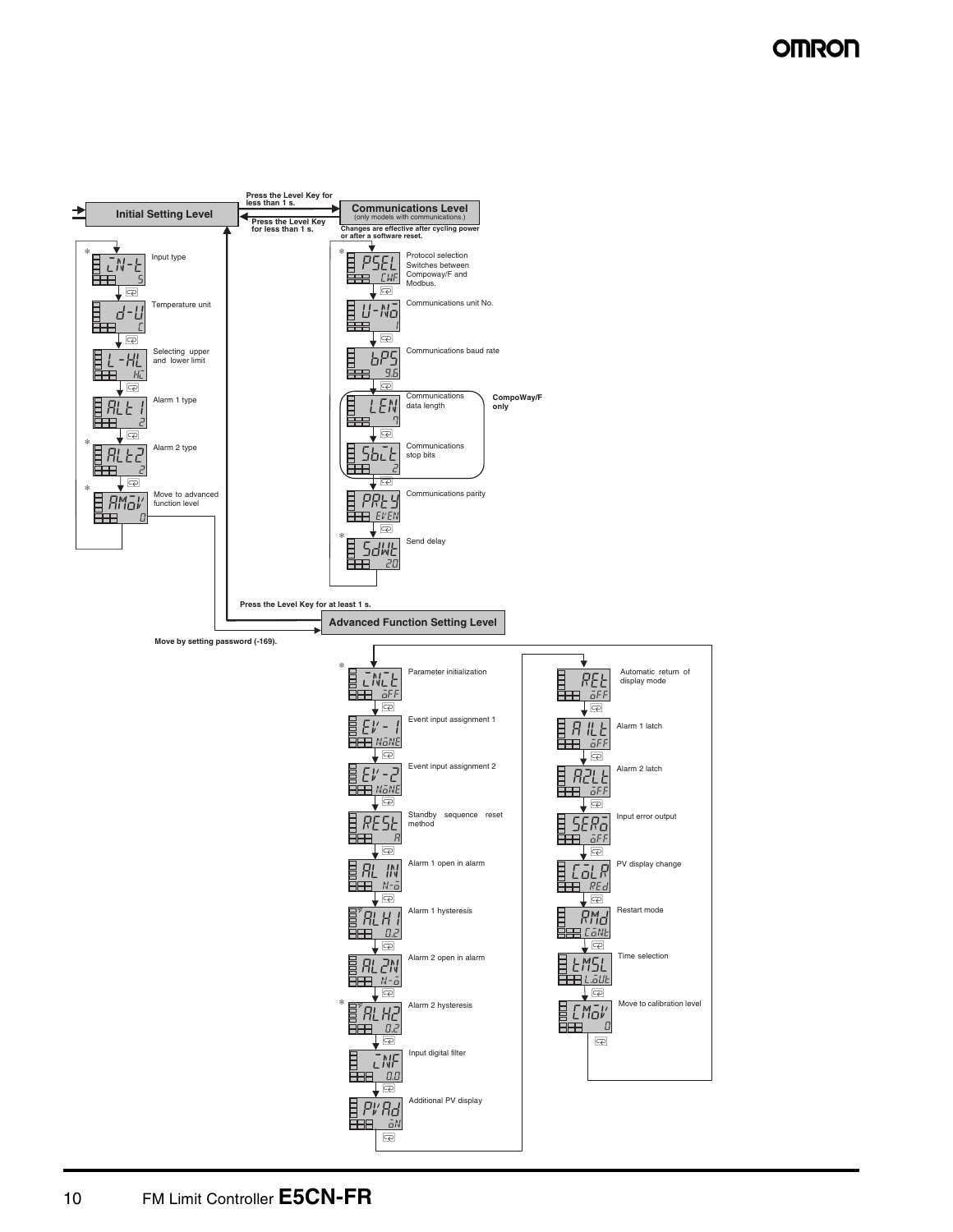## Initial Setting Level

Press the Level Key for less than 1 s.

Press the Level Key for less than 1 s.

| Display | Setting | Description |
|---|---|---|
| * iN-t | 5 | Input type |
| d-U | C | Temperature unit |
| L-HL | HC | Selecting upper and lower limit |
| ALt1 | 2 | Alarm 1 type |
| * ALt2 | 2 | Alarm 2 type |
| * AMoV | 0 | Move to advanced function level |

## Communications Level

(only models with communications.)

Changes are effective after cycling power or after a software reset.

| Display | Setting | Description |
|---|---|---|
| * PSEL | CWF | Protocol selection Switches between Compoway/F and Modbus. |
| U-No | 1 | Communications unit No. |
| bPS | 9.6 | Communications baud rate |
| LEN | 7 | Communications data length (CompoWay/F only) |
| SbiT | 2 | Communications stop bits (CompoWay/F only) |
| PRTY | EVEN | Communications parity |
| * SdWT | 20 | Send delay |

Press the Level Key for at least 1 s.

Move by setting password (-169).

## Advanced Function Setting Level

| Display | Setting | Description |
|---|---|---|
| * iNiT | oFF | Parameter initialization |
| EV-1 | NoNE | Event input assignment 1 |
| EV-2 | NoNE | Event input assignment 2 |
| RESt | A | Standby sequence reset method |
| AL1N | N-o | Alarm 1 open in alarm |
| * ALH1 | 0.2 | Alarm 1 hysteresis |
| AL2N | N-o | Alarm 2 open in alarm |
| * ALH2 | 0.2 | Alarm 2 hysteresis |
| iNF | 0.0 | Input digital filter |
| PVAd | oN | Additional PV display |
| REt | oFF | Automatic return of display mode |
| A1Lt | oFF | Alarm 1 latch |
| A2Lt | oFF | Alarm 2 latch |
| SERo | oFF | Input error output |
| CoLR | REd | PV display change |
| RMd | CoNt | Restart mode |
| tMSL | L.oUt | Time selection |
| CMoV | 0 | Move to calibration level |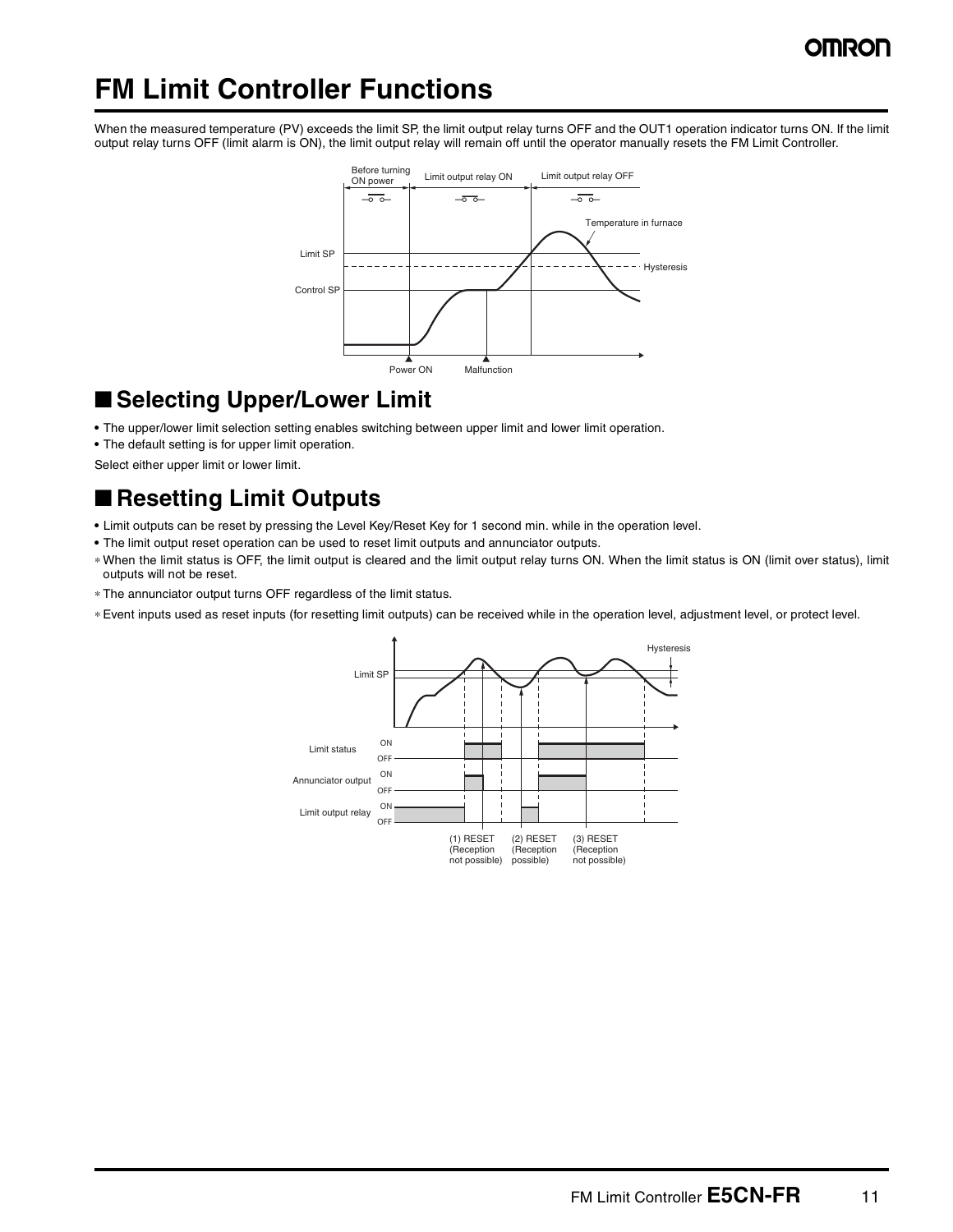# FM Limit Controller Functions

When the measured temperature (PV) exceeds the limit SP, the limit output relay turns OFF and the OUT1 operation indicator turns ON. If the limit output relay turns OFF (limit alarm is ON), the limit output relay will remain off until the operator manually resets the FM Limit Controller.

## ■ Selecting Upper/Lower Limit

- The upper/lower limit selection setting enables switching between upper limit and lower limit operation.
- The default setting is for upper limit operation.

Select either upper limit or lower limit.

## ■ Resetting Limit Outputs

- Limit outputs can be reset by pressing the Level Key/Reset Key for 1 second min. while in the operation level.
- The limit output reset operation can be used to reset limit outputs and annunciator outputs.

* When the limit status is OFF, the limit output is cleared and the limit output relay turns ON. When the limit status is ON (limit over status), limit outputs will not be reset.
* The annunciator output turns OFF regardless of the limit status.
* Event inputs used as reset inputs (for resetting limit outputs) can be received while in the operation level, adjustment level, or protect level.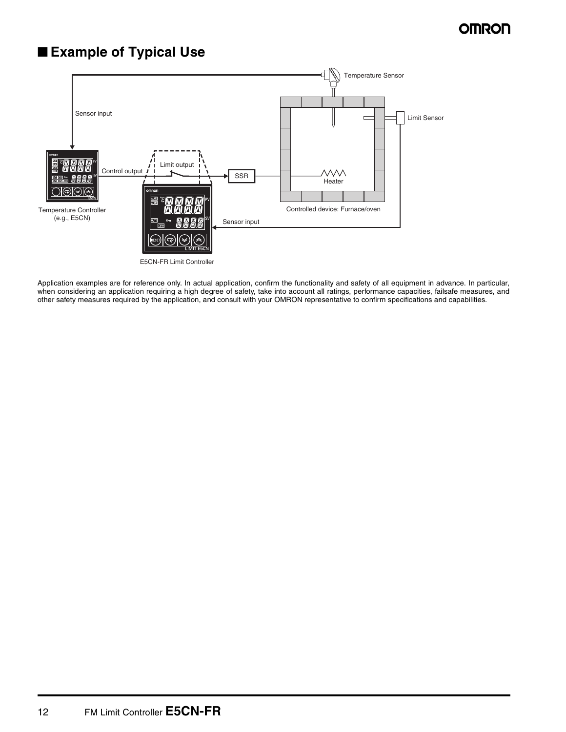## ■ Example of Typical Use

Application examples are for reference only. In actual application, confirm the functionality and safety of all equipment in advance. In particular, when considering an application requiring a high degree of safety, take into account all ratings, performance capacities, failsafe measures, and other safety measures required by the application, and consult with your OMRON representative to confirm specifications and capabilities.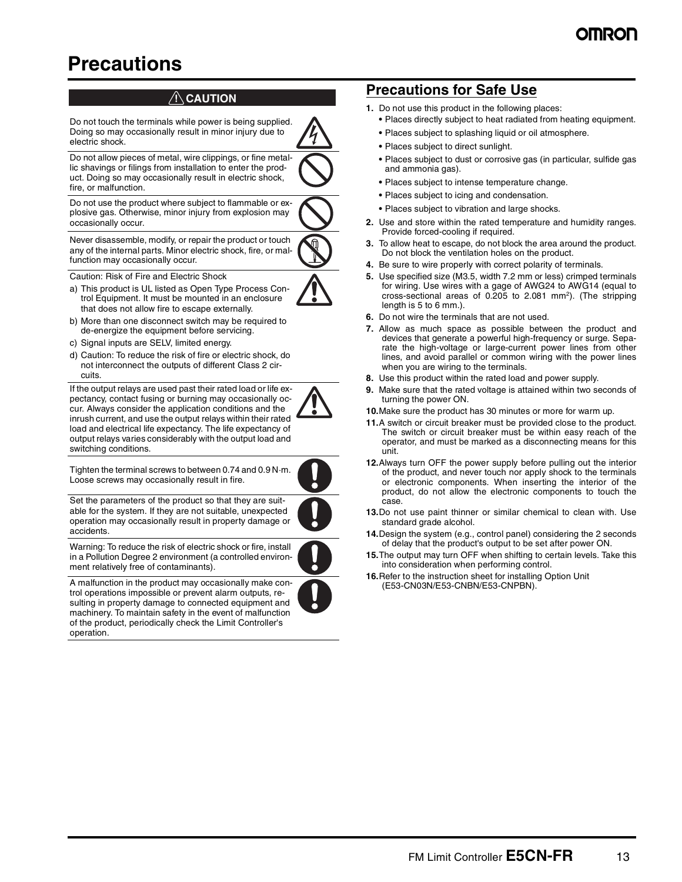# Precations

## ⚠ CAUTION

Do not touch the terminals while power is being supplied. Doing so may occasionally result in minor injury due to electric shock.

Do not allow pieces of metal, wire clippings, or fine metallic shavings or filings from installation to enter the product. Doing so may occasionally result in electric shock, fire, or malfunction.

Do not use the product where subject to flammable or explosive gas. Otherwise, minor injury from explosion may occasionally occur.

Never disassemble, modify, or repair the product or touch any of the internal parts. Minor electric shock, fire, or malfunction may occasionally occur.

Caution: Risk of Fire and Electric Shock

a) This product is UL listed as Open Type Process Control Equipment. It must be mounted in an enclosure that does not allow fire to escape externally.
b) More than one disconnect switch may be required to de-energize the equipment before servicing.
c) Signal inputs are SELV, limited energy.
d) Caution: To reduce the risk of fire or electric shock, do not interconnect the outputs of different Class 2 circuits.

If the output relays are used past their rated load or life expectancy, contact fusing or burning may occasionally occur. Always consider the application conditions and the inrush current, and use the output relays within their rated load and electrical life expectancy. The life expectancy of output relays varies considerably with the output load and switching conditions.

Tighten the terminal screws to between 0.74 and 0.9 N·m. Loose screws may occasionally result in fire.

Set the parameters of the product so that they are suitable for the system. If they are not suitable, unexpected operation may occasionally result in property damage or accidents.

Warning: To reduce the risk of electric shock or fire, install in a Pollution Degree 2 environment (a controlled environment relatively free of contaminants).

A malfunction in the product may occasionally make control operations impossible or prevent alarm outputs, resulting in property damage to connected equipment and machinery. To maintain safety in the event of malfunction of the product, periodically check the Limit Controller's operation.

## Precautions for Safe Use

1. Do not use this product in the following places:
   - Places directly subject to heat radiated from heating equipment.
   - Places subject to splashing liquid or oil atmosphere.
   - Places subject to direct sunlight.
   - Places subject to dust or corrosive gas (in particular, sulfide gas and ammonia gas).
   - Places subject to intense temperature change.
   - Places subject to icing and condensation.
   - Places subject to vibration and large shocks.
2. Use and store within the rated temperature and humidity ranges. Provide forced-cooling if required.
3. To allow heat to escape, do not block the area around the product. Do not block the ventilation holes on the product.
4. Be sure to wire properly with correct polarity of terminals.
5. Use specified size (M3.5, width 7.2 mm or less) crimped terminals for wiring. Use wires with a gage of AWG24 to AWG14 (equal to cross-sectional areas of 0.205 to 2.081 mm$^2$). (The stripping length is 5 to 6 mm.).
6. Do not wire the terminals that are not used.
7. Allow as much space as possible between the product and devices that generate a powerful high-frequency or surge. Separate the high-voltage or large-current power lines from other lines, and avoid parallel or common wiring with the power lines when you are wiring to the terminals.
8. Use this product within the rated load and power supply.
9. Make sure that the rated voltage is attained within two seconds of turning the power ON.
10. Make sure the product has 30 minutes or more for warm up.
11. A switch or circuit breaker must be provided close to the product. The switch or circuit breaker must be within easy reach of the operator, and must be marked as a disconnecting means for this unit.
12. Always turn OFF the power supply before pulling out the interior of the product, and never touch nor apply shock to the terminals or electronic components. When inserting the interior of the product, do not allow the electronic components to touch the case.
13. Do not use paint thinner or similar chemical to clean with. Use standard grade alcohol.
14. Design the system (e.g., control panel) considering the 2 seconds of delay that the product's output to be set after power ON.
15. The output may turn OFF when shifting to certain levels. Take this into consideration when performing control.
16. Refer to the instruction sheet for installing Option Unit (E53-CN03N/E53-CNBN/E53-CNPBN).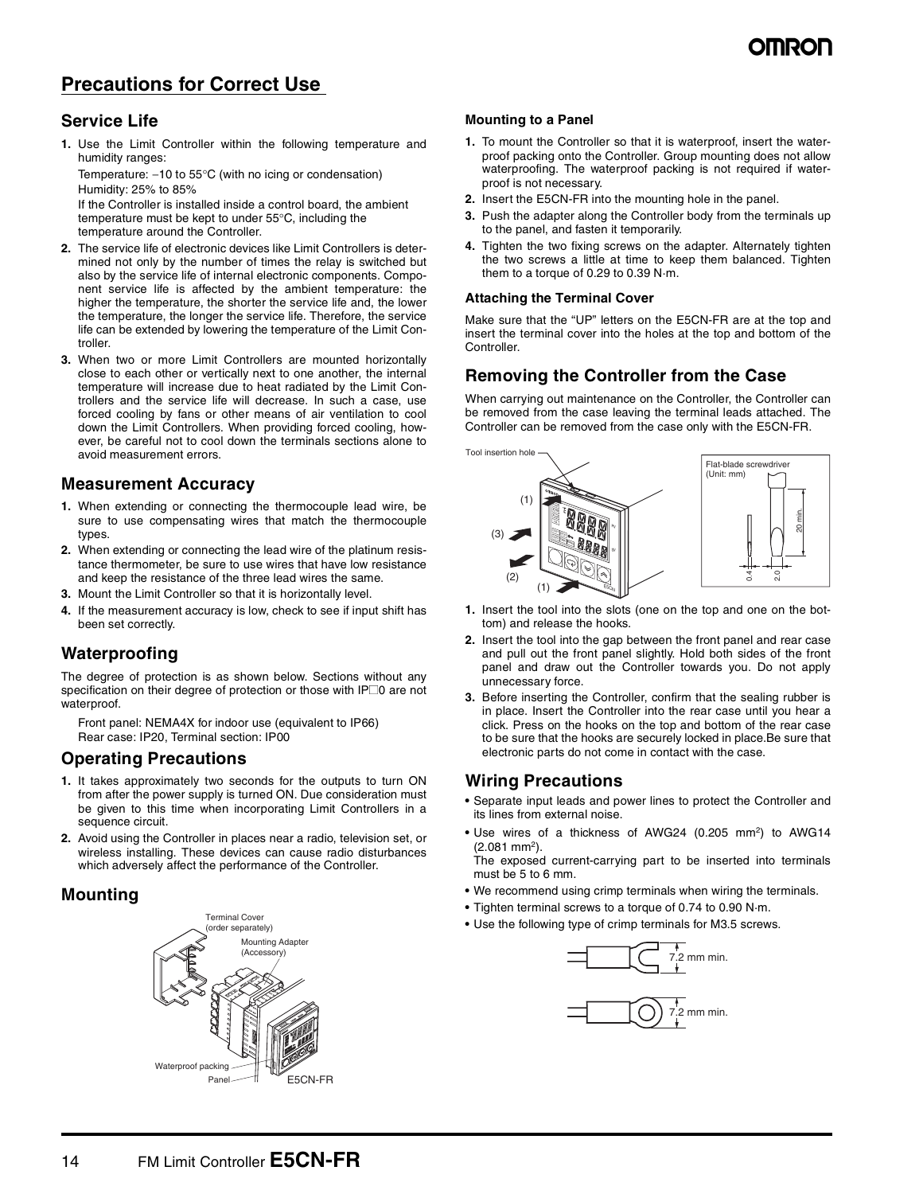# Precautions for Correct Use

## Service Life

1. Use the Limit Controller within the following temperature and humidity ranges:

   Temperature: −10 to 55°C (with no icing or condensation)
   Humidity: 25% to 85%

   If the Controller is installed inside a control board, the ambient temperature must be kept to under 55°C, including the temperature around the Controller.
2. The service life of electronic devices like Limit Controllers is determined not only by the number of times the relay is switched but also by the service life of internal electronic components. Component service life is affected by the ambient temperature: the higher the temperature, the shorter the service life and, the lower the temperature, the longer the service life. Therefore, the service life can be extended by lowering the temperature of the Limit Controller.
3. When two or more Limit Controllers are mounted horizontally close to each other or vertically next to one another, the internal temperature will increase due to heat radiated by the Limit Controllers and the service life will decrease. In such a case, use forced cooling by fans or other means of air ventilation to cool down the Limit Controllers. When providing forced cooling, however, be careful not to cool down the terminals sections alone to avoid measurement errors.

## Measurement Accuracy

1. When extending or connecting the thermocouple lead wire, be sure to use compensating wires that match the thermocouple types.
2. When extending or connecting the lead wire of the platinum resistance thermometer, be sure to use wires that have low resistance and keep the resistance of the three lead wires the same.
3. Mount the Limit Controller so that it is horizontally level.
4. If the measurement accuracy is low, check to see if input shift has been set correctly.

## Waterproofing

The degree of protection is as shown below. Sections without any specification on their degree of protection or those with IP□0 are not waterproof.

Front panel: NEMA4X for indoor use (equivalent to IP66)
Rear case: IP20, Terminal section: IP00

## Operating Precautions

1. It takes approximately two seconds for the outputs to turn ON from after the power supply is turned ON. Due consideration must be given to this time when incorporating Limit Controllers in a sequence circuit.
2. Avoid using the Controller in places near a radio, television set, or wireless installing. These devices can cause radio disturbances which adversely affect the performance of the Controller.

## Mounting

Terminal Cover (order separately)
Mounting Adapter (Accessory)
Waterproof packing
Panel
E5CN-FR

### Mounting to a Panel

1. To mount the Controller so that it is waterproof, insert the waterproof packing onto the Controller. Group mounting does not allow waterproofing. The waterproof packing is not required if waterproof is not necessary.
2. Insert the E5CN-FR into the mounting hole in the panel.
3. Push the adapter along the Controller body from the terminals up to the panel, and fasten it temporarily.
4. Tighten the two fixing screws on the adapter. Alternately tighten the two screws a little at time to keep them balanced. Tighten them to a torque of 0.29 to 0.39 N·m.

### Attaching the Terminal Cover

Make sure that the "UP" letters on the E5CN-FR are at the top and insert the terminal cover into the holes at the top and bottom of the Controller.

## Removing the Controller from the Case

When carrying out maintenance on the Controller, the Controller can be removed from the case leaving the terminal leads attached. The Controller can be removed from the case only with the E5CN-FR.

Tool insertion hole (1) (2) (3) (1)

Flat-blade screwdriver (Unit: mm) 20 min. 0.4 2.0

1. Insert the tool into the slots (one on the top and one on the bottom) and release the hooks.
2. Insert the tool into the gap between the front panel and rear case and pull out the front panel slightly. Hold both sides of the front panel and draw out the Controller towards you. Do not apply unnecessary force.
3. Before inserting the Controller, confirm that the sealing rubber is in place. Insert the Controller into the rear case until you hear a click. Press on the hooks on the top and bottom of the rear case to be sure that the hooks are securely locked in place.Be sure that electronic parts do not come in contact with the case.

## Wiring Precautions

- Separate input leads and power lines to protect the Controller and its lines from external noise.
- Use wires of a thickness of AWG24 (0.205 mm$^2$) to AWG14 (2.081 mm$^2$).
  The exposed current-carrying part to be inserted into terminals must be 5 to 6 mm.
- We recommend using crimp terminals when wiring the terminals.
- Tighten terminal screws to a torque of 0.74 to 0.90 N·m.
- Use the following type of crimp terminals for M3.5 screws.

7.2 mm min.

7.2 mm min.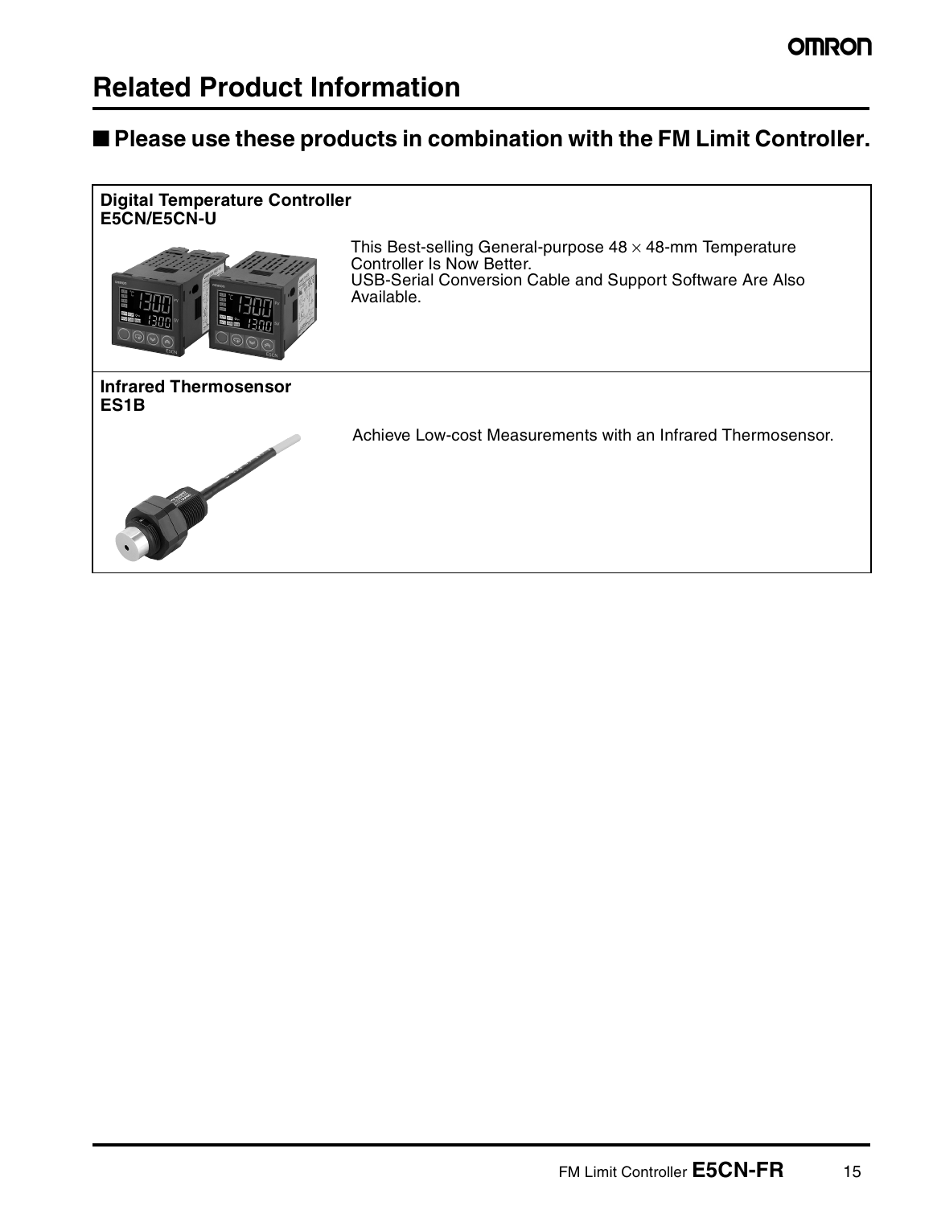# Related Product Information

## ■ Please use these products in combination with the FM Limit Controller.

**Digital Temperature Controller**
**E5CN/E5CN-U**

This Best-selling General-purpose 48 × 48-mm Temperature Controller Is Now Better.
USB-Serial Conversion Cable and Support Software Are Also Available.

**Infrared Thermosensor**
**ES1B**

Achieve Low-cost Measurements with an Infrared Thermosensor.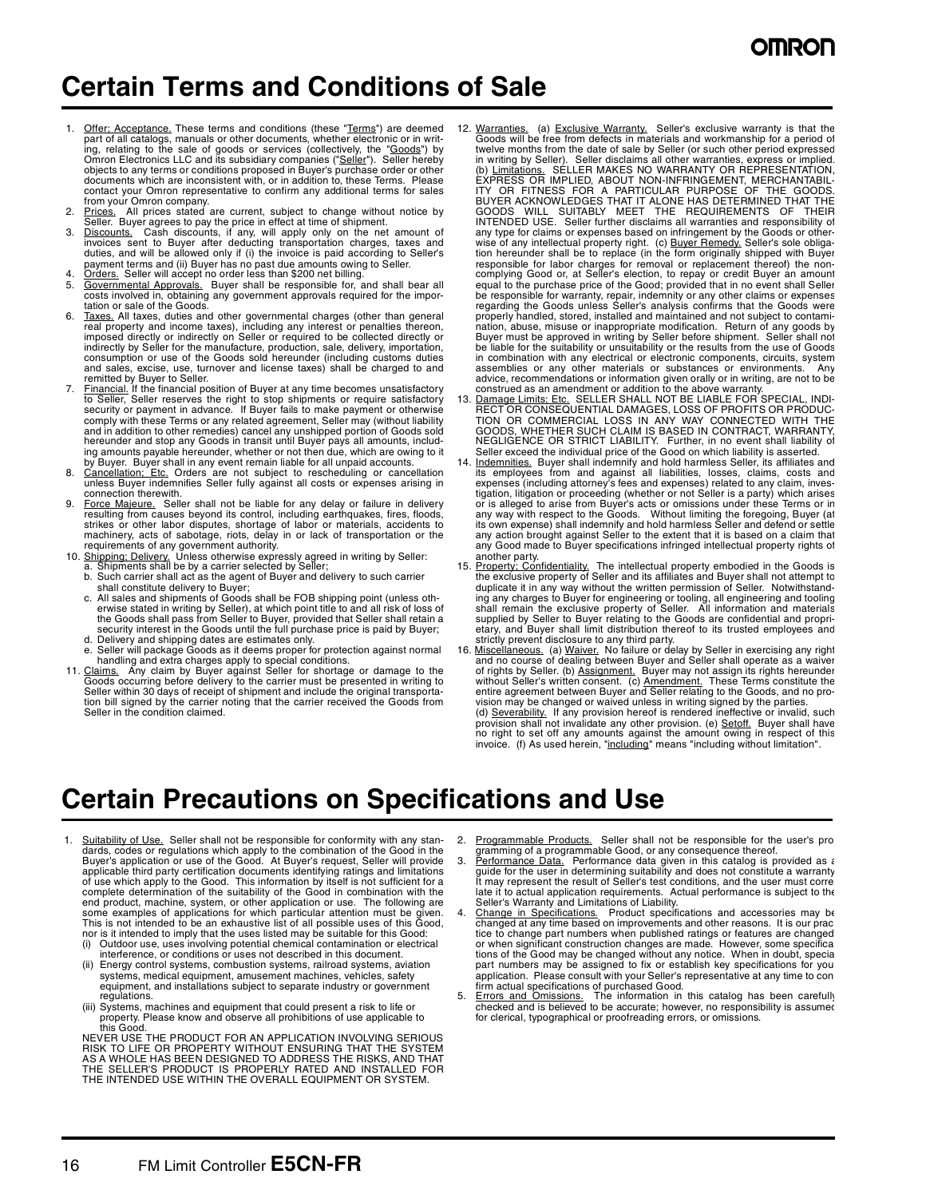# Certain Terms and Conditions of Sale

1. Offer; Acceptance. These terms and conditions (these "Terms") are deemed part of all catalogs, manuals or other documents, whether electronic or in writing, relating to the sale of goods or services (collectively, the "Goods") by Omron Electronics LLC and its subsidiary companies ("Seller"). Seller hereby objects to any terms or conditions proposed in Buyer's purchase order or other documents which are inconsistent with, or in addition to, these Terms. Please contact your Omron representative to confirm any additional terms for sales from your Omron company.
2. Prices. All prices stated are current, subject to change without notice by Seller. Buyer agrees to pay the price in effect at time of shipment.
3. Discounts. Cash discounts, if any, will apply only on the net amount of invoices sent to Buyer after deducting transportation charges, taxes and duties, and will be allowed only if (i) the invoice is paid according to Seller's payment terms and (ii) Buyer has no past due amounts owing to Seller.
4. Orders. Seller will accept no order less than $200 net billing.
5. Governmental Approvals. Buyer shall be responsible for, and shall bear all costs involved in, obtaining any government approvals required for the importation or sale of the Goods.
6. Taxes. All taxes, duties and other governmental charges (other than general real property and income taxes), including any interest or penalties thereon, imposed directly or indirectly on Seller or required to be collected directly or indirectly by Seller for the manufacture, production, sale, delivery, importation, consumption or use of the Goods sold hereunder (including customs duties and sales, excise, use, turnover and license taxes) shall be charged to and remitted by Buyer to Seller.
7. Financial. If the financial position of Buyer at any time becomes unsatisfactory to Seller, Seller reserves the right to stop shipments or require satisfactory security or payment in advance. If Buyer fails to make payment or otherwise comply with these Terms or any related agreement, Seller may (without liability and in addition to other remedies) cancel any unshipped portion of Goods sold hereunder and stop any Goods in transit until Buyer pays all amounts, including amounts payable hereunder, whether or not then due, which are owing to it by Buyer. Buyer shall in any event remain liable for all unpaid accounts.
8. Cancellation; Etc. Orders are not subject to rescheduling or cancellation unless Buyer indemnifies Seller fully against all costs or expenses arising in connection therewith.
9. Force Majeure. Seller shall not be liable for any delay or failure in delivery resulting from causes beyond its control, including earthquakes, fires, floods, strikes or other labor disputes, shortage of labor or materials, accidents to machinery, acts of sabotage, riots, delay in or lack of transportation or the requirements of any government authority.
10. Shipping; Delivery. Unless otherwise expressly agreed in writing by Seller:
    a. Shipments shall be by a carrier selected by Seller;
    b. Such carrier shall act as the agent of Buyer and delivery to such carrier shall constitute delivery to Buyer;
    c. All sales and shipments of Goods shall be FOB shipping point (unless otherwise stated in writing by Seller), at which point title to and all risk of loss of the Goods shall pass from Seller to Buyer, provided that Seller shall retain a security interest in the Goods until the full purchase price is paid by Buyer;
    d. Delivery and shipping dates are estimates only.
    e. Seller will package Goods as it deems proper for protection against normal handling and extra charges apply to special conditions.
11. Claims. Any claim by Buyer against Seller for shortage or damage to the Goods occurring before delivery to the carrier must be presented in writing to Seller within 30 days of receipt of shipment and include the original transportation bill signed by the carrier noting that the carrier received the Goods from Seller in the condition claimed.
12. Warranties. (a) Exclusive Warranty. Seller's exclusive warranty is that the Goods will be free from defects in materials and workmanship for a period of twelve months from the date of sale by Seller (or such other period expressed in writing by Seller). Seller disclaims all other warranties, express or implied. (b) Limitations. SELLER MAKES NO WARRANTY OR REPRESENTATION, EXPRESS OR IMPLIED, ABOUT NON-INFRINGEMENT, MERCHANTABILITY OR FITNESS FOR A PARTICULAR PURPOSE OF THE GOODS. BUYER ACKNOWLEDGES THAT IT ALONE HAS DETERMINED THAT THE GOODS WILL SUITABLY MEET THE REQUIREMENTS OF THEIR INTENDED USE. Seller further disclaims all warranties and responsibility of any type for claims or expenses based on infringement by the Goods or otherwise of any intellectual property right. (c) Buyer Remedy. Seller's sole obligation hereunder shall be to replace (in the form originally shipped with Buyer responsible for labor charges for removal or replacement thereof) the non-complying Good or, at Seller's election, to repay or credit Buyer an amount equal to the purchase price of the Good; provided that in no event shall Seller be responsible for warranty, repair, indemnity or any other claims or expenses regarding the Goods unless Seller's analysis confirms that the Goods were properly handled, stored, installed and maintained and not subject to contamination, abuse, misuse or inappropriate modification. Return of any goods by Buyer must be approved in writing by Seller before shipment. Seller shall not be liable for the suitability or unsuitability or the results from the use of Goods in combination with any electrical or electronic components, circuits, system assemblies or any other materials or substances or environments. Any advice, recommendations or information given orally or in writing, are not to be construed as an amendment or addition to the above warranty.
13. Damage Limits; Etc. SELLER SHALL NOT BE LIABLE FOR SPECIAL, INDIRECT OR CONSEQUENTIAL DAMAGES, LOSS OF PROFITS OR PRODUCTION OR COMMERCIAL LOSS IN ANY WAY CONNECTED WITH THE GOODS, WHETHER SUCH CLAIM IS BASED IN CONTRACT, WARRANTY, NEGLIGENCE OR STRICT LIABILITY. Further, in no event shall liability of Seller exceed the individual price of the Good on which liability is asserted.
14. Indemnities. Buyer shall indemnify and hold harmless Seller, its affiliates and its employees from and against all liabilities, losses, claims, costs and expenses (including attorney's fees and expenses) related to any claim, investigation, litigation or proceeding (whether or not Seller is a party) which arises or is alleged to arise from Buyer's acts or omissions under these Terms or in any way with respect to the Goods. Without limiting the foregoing, Buyer (at its own expense) shall indemnify and hold harmless Seller and defend or settle any action brought against Seller to the extent that it is based on a claim that any Good made to Buyer specifications infringed intellectual property rights of another party.
15. Property; Confidentiality. The intellectual property embodied in the Goods is the exclusive property of Seller and its affiliates and Buyer shall not attempt to duplicate it in any way without the written permission of Seller. Notwithstanding any charges to Buyer for engineering or tooling, all engineering and tooling shall remain the exclusive property of Seller. All information and materials supplied by Seller to Buyer relating to the Goods are confidential and proprietary, and Buyer shall limit distribution thereof to its trusted employees and strictly prevent disclosure to any third party.
16. Miscellaneous. (a) Waiver. No failure or delay by Seller in exercising any right and no course of dealing between Buyer and Seller shall operate as a waiver of rights by Seller. (b) Assignment. Buyer may not assign its rights hereunder without Seller's written consent. (c) Amendment. These Terms constitute the entire agreement between Buyer and Seller relating to the Goods, and no provision may be changed or waived unless in writing signed by the parties. (d) Severability. If any provision hereof is rendered ineffective or invalid, such provision shall not invalidate any other provision. (e) Setoff. Buyer shall have no right to set off any amounts against the amount owing in respect of this invoice. (f) As used herein, "including" means "including without limitation".

# Certain Precautions on Specifications and Use

1. Suitability of Use. Seller shall not be responsible for conformity with any standards, codes or regulations which apply to the combination of the Good in the Buyer's application or use of the Good. At Buyer's request, Seller will provide applicable third party certification documents identifying ratings and limitations of use which apply to the Good. This information by itself is not sufficient for a complete determination of the suitability of the Good in combination with the end product, machine, system, or other application or use. The following are some examples of applications for which particular attention must be given. This is not intended to be an exhaustive list of all possible uses of this Good, nor is it intended to imply that the uses listed may be suitable for this Good:
   (i) Outdoor use, uses involving potential chemical contamination or electrical interference, or conditions or uses not described in this document.
   (ii) Energy control systems, combustion systems, railroad systems, aviation systems, medical equipment, amusement machines, vehicles, safety equipment, and installations subject to separate industry or government regulations.
   (iii) Systems, machines and equipment that could present a risk to life or property. Please know and observe all prohibitions of use applicable to this Good.

   NEVER USE THE PRODUCT FOR AN APPLICATION INVOLVING SERIOUS RISK TO LIFE OR PROPERTY WITHOUT ENSURING THAT THE SYSTEM AS A WHOLE HAS BEEN DESIGNED TO ADDRESS THE RISKS, AND THAT THE SELLER'S PRODUCT IS PROPERLY RATED AND INSTALLED FOR THE INTENDED USE WITHIN THE OVERALL EQUIPMENT OR SYSTEM.
2. Programmable Products. Seller shall not be responsible for the user's programming of a programmable Good, or any consequence thereof.
3. Performance Data. Performance data given in this catalog is provided as a guide for the user in determining suitability and does not constitute a warranty. It may represent the result of Seller's test conditions, and the user must correlate it to actual application requirements. Actual performance is subject to the Seller's Warranty and Limitations of Liability.
4. Change in Specifications. Product specifications and accessories may be changed at any time based on improvements and other reasons. It is our practice to change part numbers when published ratings or features are changed, or when significant construction changes are made. However, some specifications of the Good may be changed without any notice. When in doubt, special part numbers may be assigned to fix or establish key specifications for your application. Please consult with your Seller's representative at any time to confirm actual specifications of purchased Good.
5. Errors and Omissions. The information in this catalog has been carefully checked and is believed to be accurate; however, no responsibility is assumed for clerical, typographical or proofreading errors, or omissions.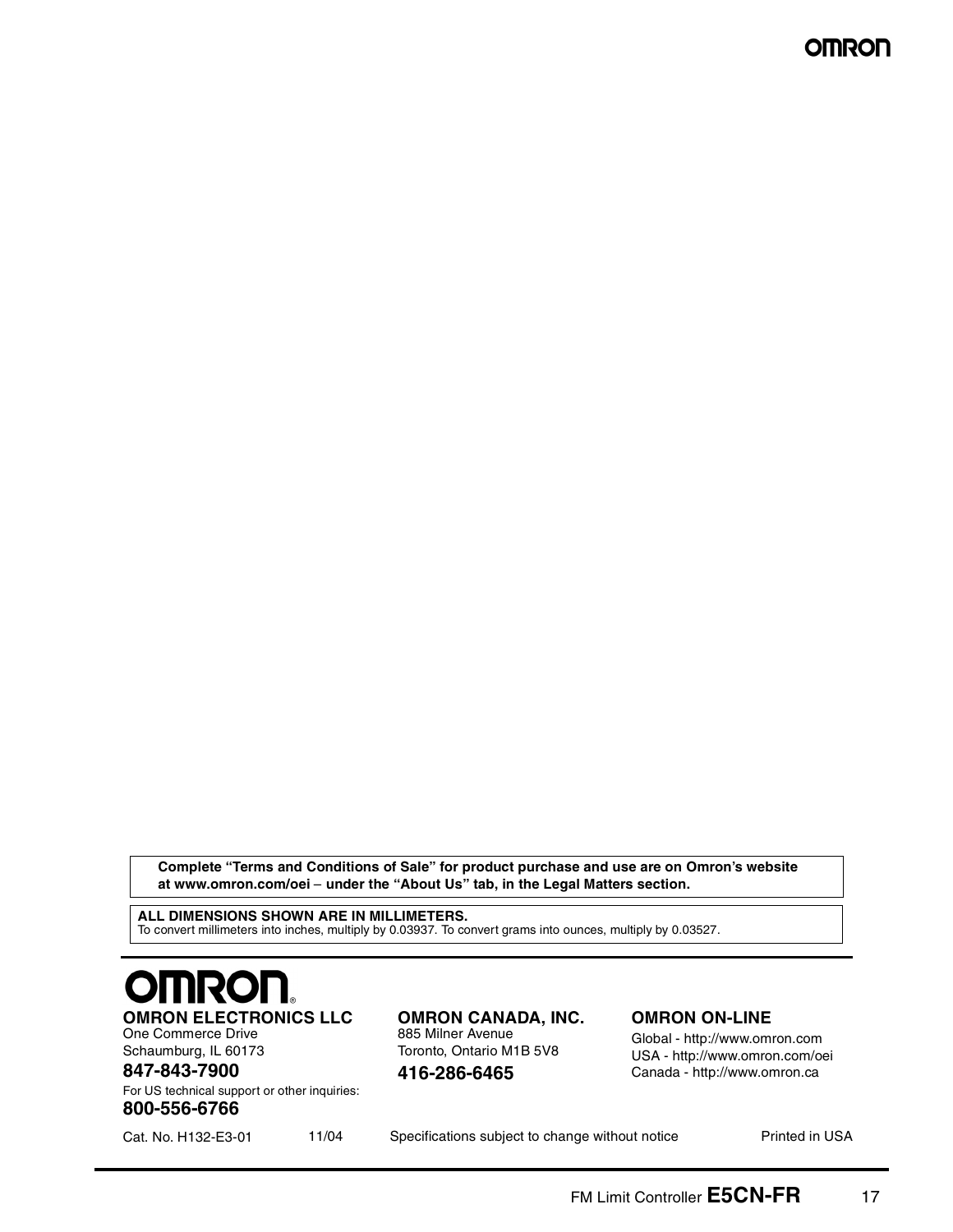**Complete "Terms and Conditions of Sale" for product purchase and use are on Omron's website at www.omron.com/oei – under the "About Us" tab, in the Legal Matters section.**

**ALL DIMENSIONS SHOWN ARE IN MILLIMETERS.**
To convert millimeters into inches, multiply by 0.03937. To convert grams into ounces, multiply by 0.03527.

**OMRON ELECTRONICS LLC**
One Commerce Drive
Schaumburg, IL 60173
**847-843-7900**
For US technical support or other inquiries:
**800-556-6766**

**OMRON CANADA, INC.**
885 Milner Avenue
Toronto, Ontario M1B 5V8
**416-286-6465**

**OMRON ON-LINE**
Global - http://www.omron.com
USA - http://www.omron.com/oei
Canada - http://www.omron.ca

Cat. No. H132-E3-01 11/04 Specifications subject to change without notice Printed in USA